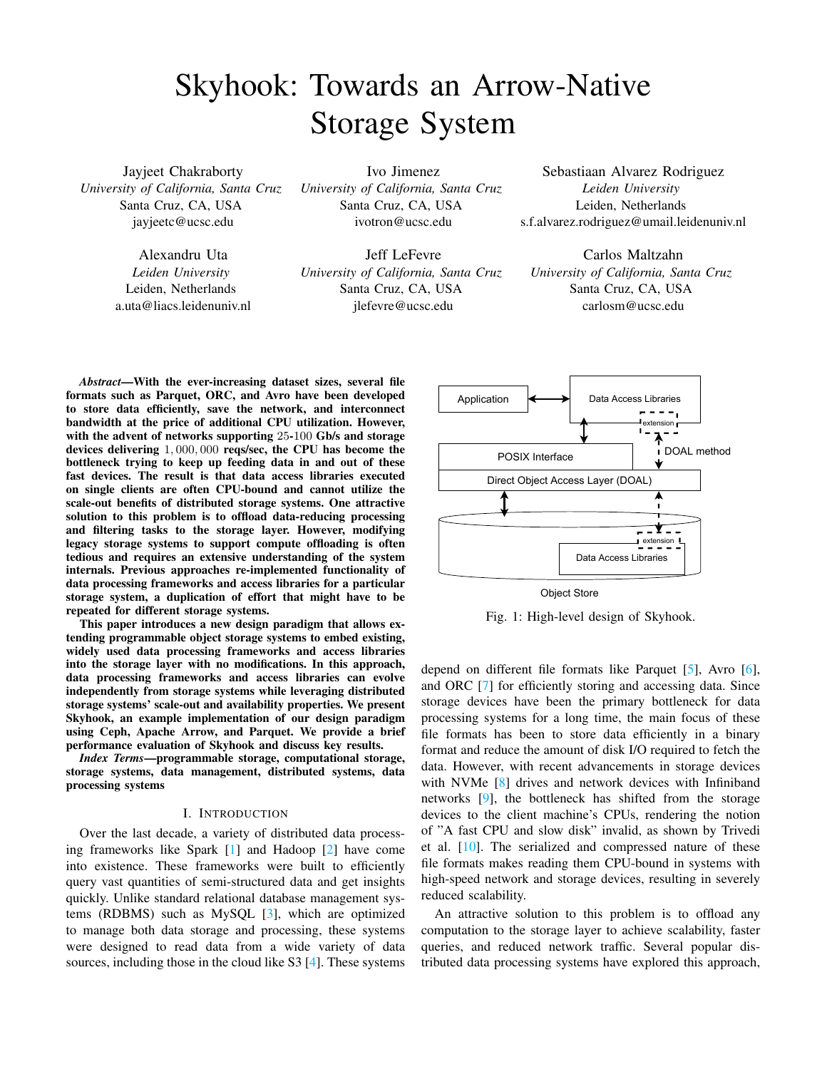# Skyhook: Towards an Arrow-Native Storage System

Jayjeet Chakraborty
*University of California, Santa Cruz*
Santa Cruz, CA, USA
jayjeetc@ucsc.edu

Ivo Jimenez
*University of California, Santa Cruz*
Santa Cruz, CA, USA
ivotron@ucsc.edu

Sebastiaan Alvarez Rodriguez
*Leiden University*
Leiden, Netherlands
s.f.alvarez.rodriguez@umail.leidenuniv.nl

Alexandru Uta
*Leiden University*
Leiden, Netherlands
a.uta@liacs.leidenuniv.nl

Jeff LeFevre
*University of California, Santa Cruz*
Santa Cruz, CA, USA
jlefevre@ucsc.edu

Carlos Maltzahn
*University of California, Santa Cruz*
Santa Cruz, CA, USA
carlosm@ucsc.edu

***Abstract*—With the ever-increasing dataset sizes, several file formats such as Parquet, ORC, and Avro have been developed to store data efficiently, save the network, and interconnect bandwidth at the price of additional CPU utilization. However, with the advent of networks supporting $25$-$100$ Gb/s and storage devices delivering $1,000,000$ reqs/sec, the CPU has become the bottleneck trying to keep up feeding data in and out of these fast devices. The result is that data access libraries executed on single clients are often CPU-bound and cannot utilize the scale-out benefits of distributed storage systems. One attractive solution to this problem is to offload data-reducing processing and filtering tasks to the storage layer. However, modifying legacy storage systems to support compute offloading is often tedious and requires an extensive understanding of the system internals. Previous approaches re-implemented functionality of data processing frameworks and access libraries for a particular storage system, a duplication of effort that might have to be repeated for different storage systems.**

**This paper introduces a new design paradigm that allows extending programmable object storage systems to embed existing, widely used data processing frameworks and access libraries into the storage layer with no modifications. In this approach, data processing frameworks and access libraries can evolve independently from storage systems while leveraging distributed storage systems' scale-out and availability properties. We present Skyhook, an example implementation of our design paradigm using Ceph, Apache Arrow, and Parquet. We provide a brief performance evaluation of Skyhook and discuss key results.**

***Index Terms*—programmable storage, computational storage, storage systems, data management, distributed systems, data processing systems**

## I. Introduction

Over the last decade, a variety of distributed data processing frameworks like Spark [1] and Hadoop [2] have come into existence. These frameworks were built to efficiently query vast quantities of semi-structured data and get insights quickly. Unlike standard relational database management systems (RDBMS) such as MySQL [3], which are optimized to manage both data storage and processing, these systems were designed to read data from a wide variety of data sources, including those in the cloud like S3 [4]. These systems depend on different file formats like Parquet [5], Avro [6], and ORC [7] for efficiently storing and accessing data. Since storage devices have been the primary bottleneck for data processing systems for a long time, the main focus of these file formats has been to store data efficiently in a binary format and reduce the amount of disk I/O required to fetch the data. However, with recent advancements in storage devices with NVMe [8] drives and network devices with Infiniband networks [9], the bottleneck has shifted from the storage devices to the client machine's CPUs, rendering the notion of "A fast CPU and slow disk" invalid, as shown by Trivedi et al. [10]. The serialized and compressed nature of these file formats makes reading them CPU-bound in systems with high-speed network and storage devices, resulting in severely reduced scalability.

Application | Data Access Libraries | extension | DOAL method | POSIX Interface | Direct Object Access Layer (DOAL) | extension | Data Access Libraries | Object Store

Fig. 1: High-level design of Skyhook.

An attractive solution to this problem is to offload any computation to the storage layer to achieve scalability, faster queries, and reduced network traffic. Several popular distributed data processing systems have explored this approach,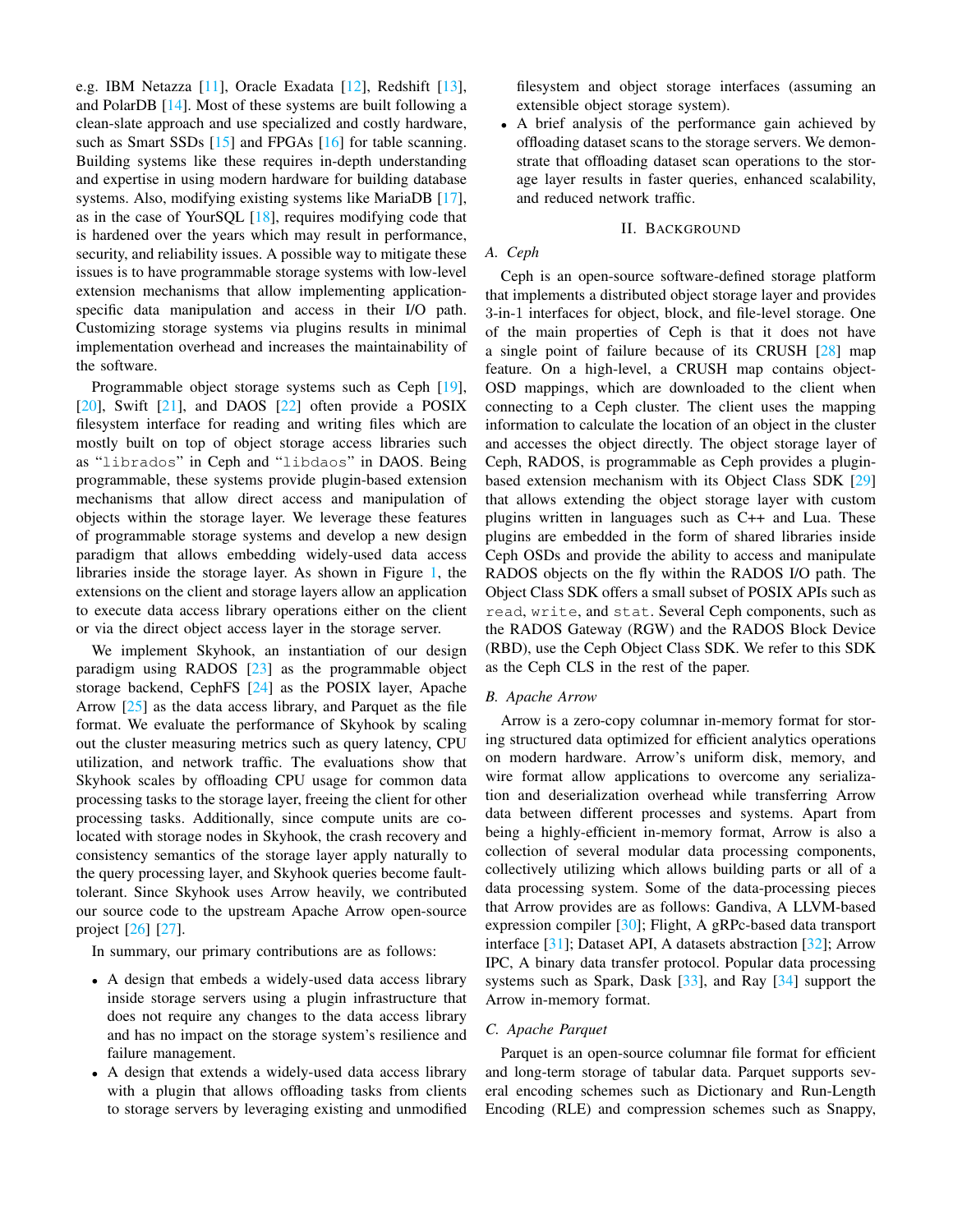e.g. IBM Netazza [11], Oracle Exadata [12], Redshift [13], and PolarDB [14]. Most of these systems are built following a clean-slate approach and use specialized and costly hardware, such as Smart SSDs [15] and FPGAs [16] for table scanning. Building systems like these requires in-depth understanding and expertise in using modern hardware for building database systems. Also, modifying existing systems like MariaDB [17], as in the case of YourSQL [18], requires modifying code that is hardened over the years which may result in performance, security, and reliability issues. A possible way to mitigate these issues is to have programmable storage systems with low-level extension mechanisms that allow implementing application-specific data manipulation and access in their I/O path. Customizing storage systems via plugins results in minimal implementation overhead and increases the maintainability of the software.

Programmable object storage systems such as Ceph [19], [20], Swift [21], and DAOS [22] often provide a POSIX filesystem interface for reading and writing files which are mostly built on top of object storage access libraries such as "`librados`" in Ceph and "`libdaos`" in DAOS. Being programmable, these systems provide plugin-based extension mechanisms that allow direct access and manipulation of objects within the storage layer. We leverage these features of programmable storage systems and develop a new design paradigm that allows embedding widely-used data access libraries inside the storage layer. As shown in Figure 1, the extensions on the client and storage layers allow an application to execute data access library operations either on the client or via the direct object access layer in the storage server.

We implement Skyhook, an instantiation of our design paradigm using RADOS [23] as the programmable object storage backend, CephFS [24] as the POSIX layer, Apache Arrow [25] as the data access library, and Parquet as the file format. We evaluate the performance of Skyhook by scaling out the cluster measuring metrics such as query latency, CPU utilization, and network traffic. The evaluations show that Skyhook scales by offloading CPU usage for common data processing tasks to the storage layer, freeing the client for other processing tasks. Additionally, since compute units are co-located with storage nodes in Skyhook, the crash recovery and consistency semantics of the storage layer apply naturally to the query processing layer, and Skyhook queries become fault-tolerant. Since Skyhook uses Arrow heavily, we contributed our source code to the upstream Apache Arrow open-source project [26] [27].

In summary, our primary contributions are as follows:

- A design that embeds a widely-used data access library inside storage servers using a plugin infrastructure that does not require any changes to the data access library and has no impact on the storage system's resilience and failure management.
- A design that extends a widely-used data access library with a plugin that allows offloading tasks from clients to storage servers by leveraging existing and unmodified filesystem and object storage interfaces (assuming an extensible object storage system).
- A brief analysis of the performance gain achieved by offloading dataset scans to the storage servers. We demonstrate that offloading dataset scan operations to the storage layer results in faster queries, enhanced scalability, and reduced network traffic.

## II. Background

### A. Ceph

Ceph is an open-source software-defined storage platform that implements a distributed object storage layer and provides 3-in-1 interfaces for object, block, and file-level storage. One of the main properties of Ceph is that it does not have a single point of failure because of its CRUSH [28] map feature. On a high-level, a CRUSH map contains object-OSD mappings, which are downloaded to the client when connecting to a Ceph cluster. The client uses the mapping information to calculate the location of an object in the cluster and accesses the object directly. The object storage layer of Ceph, RADOS, is programmable as Ceph provides a plugin-based extension mechanism with its Object Class SDK [29] that allows extending the object storage layer with custom plugins written in languages such as C++ and Lua. These plugins are embedded in the form of shared libraries inside Ceph OSDs and provide the ability to access and manipulate RADOS objects on the fly within the RADOS I/O path. The Object Class SDK offers a small subset of POSIX APIs such as `read`, `write`, and `stat`. Several Ceph components, such as the RADOS Gateway (RGW) and the RADOS Block Device (RBD), use the Ceph Object Class SDK. We refer to this SDK as the Ceph CLS in the rest of the paper.

### B. Apache Arrow

Arrow is a zero-copy columnar in-memory format for storing structured data optimized for efficient analytics operations on modern hardware. Arrow's uniform disk, memory, and wire format allow applications to overcome any serialization and deserialization overhead while transferring Arrow data between different processes and systems. Apart from being a highly-efficient in-memory format, Arrow is also a collection of several modular data processing components, collectively utilizing which allows building parts or all of a data processing system. Some of the data-processing pieces that Arrow provides are as follows: Gandiva, A LLVM-based expression compiler [30]; Flight, A gRPc-based data transport interface [31]; Dataset API, A datasets abstraction [32]; Arrow IPC, A binary data transfer protocol. Popular data processing systems such as Spark, Dask [33], and Ray [34] support the Arrow in-memory format.

### C. Apache Parquet

Parquet is an open-source columnar file format for efficient and long-term storage of tabular data. Parquet supports several encoding schemes such as Dictionary and Run-Length Encoding (RLE) and compression schemes such as Snappy,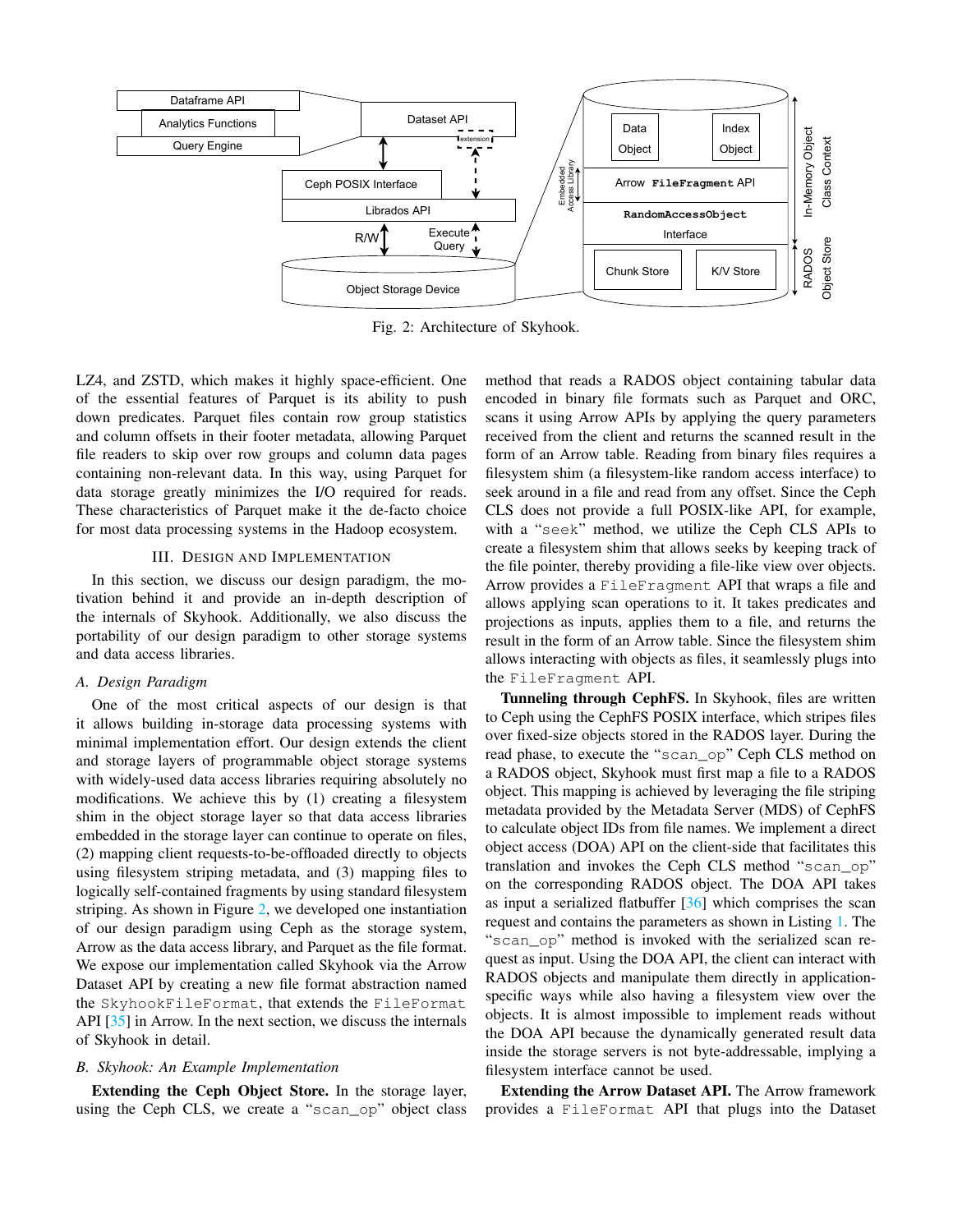Fig. 2: Architecture of Skyhook.

LZ4, and ZSTD, which makes it highly space-efficient. One of the essential features of Parquet is its ability to push down predicates. Parquet files contain row group statistics and column offsets in their footer metadata, allowing Parquet file readers to skip over row groups and column data pages containing non-relevant data. In this way, using Parquet for data storage greatly minimizes the I/O required for reads. These characteristics of Parquet make it the de-facto choice for most data processing systems in the Hadoop ecosystem.

## III. Design and Implementation

In this section, we discuss our design paradigm, the motivation behind it and provide an in-depth description of the internals of Skyhook. Additionally, we also discuss the portability of our design paradigm to other storage systems and data access libraries.

### A. Design Paradigm

One of the most critical aspects of our design is that it allows building in-storage data processing systems with minimal implementation effort. Our design extends the client and storage layers of programmable object storage systems with widely-used data access libraries requiring absolutely no modifications. We achieve this by (1) creating a filesystem shim in the object storage layer so that data access libraries embedded in the storage layer can continue to operate on files, (2) mapping client requests-to-be-offloaded directly to objects using filesystem striping metadata, and (3) mapping files to logically self-contained fragments by using standard filesystem striping. As shown in Figure 2, we developed one instantiation of our design paradigm using Ceph as the storage system, Arrow as the data access library, and Parquet as the file format. We expose our implementation called Skyhook via the Arrow Dataset API by creating a new file format abstraction named the `SkyhookFileFormat`, that extends the `FileFormat` API [35] in Arrow. In the next section, we discuss the internals of Skyhook in detail.

### B. Skyhook: An Example Implementation

**Extending the Ceph Object Store.** In the storage layer, using the Ceph CLS, we create a "`scan_op`" object class method that reads a RADOS object containing tabular data encoded in binary file formats such as Parquet and ORC, scans it using Arrow APIs by applying the query parameters received from the client and returns the scanned result in the form of an Arrow table. Reading from binary files requires a filesystem shim (a filesystem-like random access interface) to seek around in a file and read from any offset. Since the Ceph CLS does not provide a full POSIX-like API, for example, with a "`seek`" method, we utilize the Ceph CLS APIs to create a filesystem shim that allows seeks by keeping track of the file pointer, thereby providing a file-like view over objects. Arrow provides a `FileFragment` API that wraps a file and allows applying scan operations to it. It takes predicates and projections as inputs, applies them to a file, and returns the result in the form of an Arrow table. Since the filesystem shim allows interacting with objects as files, it seamlessly plugs into the `FileFragment` API.

**Tunneling through CephFS.** In Skyhook, files are written to Ceph using the CephFS POSIX interface, which stripes files over fixed-size objects stored in the RADOS layer. During the read phase, to execute the "`scan_op`" Ceph CLS method on a RADOS object, Skyhook must first map a file to a RADOS object. This mapping is achieved by leveraging the file striping metadata provided by the Metadata Server (MDS) of CephFS to calculate object IDs from file names. We implement a direct object access (DOA) API on the client-side that facilitates this translation and invokes the Ceph CLS method "`scan_op`" on the corresponding RADOS object. The DOA API takes as input a serialized flatbuffer [36] which comprises the scan request and contains the parameters as shown in Listing 1. The "`scan_op`" method is invoked with the serialized scan request as input. Using the DOA API, the client can interact with RADOS objects and manipulate them directly in application-specific ways while also having a filesystem view over the objects. It is almost impossible to implement reads without the DOA API because the dynamically generated result data inside the storage servers is not byte-addressable, implying a filesystem interface cannot be used.

**Extending the Arrow Dataset API.** The Arrow framework provides a `FileFormat` API that plugs into the Dataset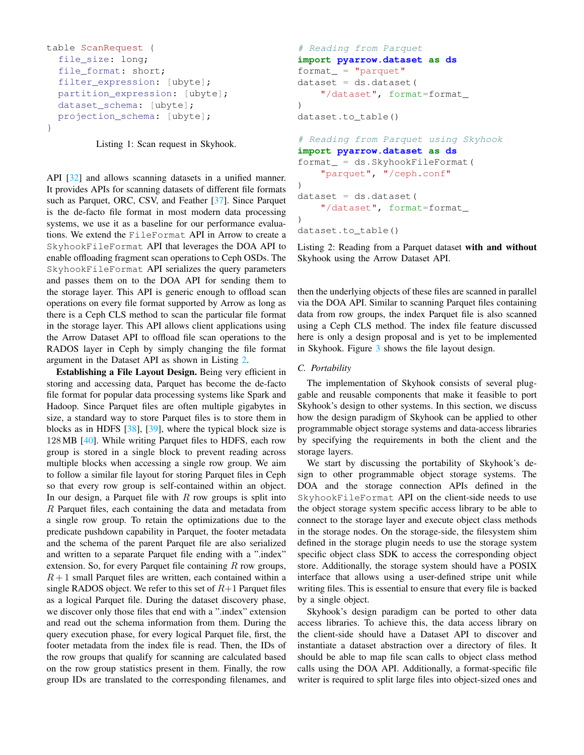```
table ScanRequest {
  file_size: long;
  file_format: short;
  filter_expression: [ubyte];
  partition_expression: [ubyte];
  dataset_schema: [ubyte];
  projection_schema: [ubyte];
}
```

Listing 1: Scan request in Skyhook.

API [32] and allows scanning datasets in a unified manner. It provides APIs for scanning datasets of different file formats such as Parquet, ORC, CSV, and Feather [37]. Since Parquet is the de-facto file format in most modern data processing systems, we use it as a baseline for our performance evaluations. We extend the `FileFormat` API in Arrow to create a `SkyhookFileFormat` API that leverages the DOA API to enable offloading fragment scan operations to Ceph OSDs. The `SkyhookFileFormat` API serializes the query parameters and passes them on to the DOA API for sending them to the storage layer. This API is generic enough to offload scan operations on every file format supported by Arrow as long as there is a Ceph CLS method to scan the particular file format in the storage layer. This API allows client applications using the Arrow Dataset API to offload file scan operations to the RADOS layer in Ceph by simply changing the file format argument in the Dataset API as shown in Listing 2.

```
# Reading from Parquet
import pyarrow.dataset as ds
format_ = "parquet"
dataset = ds.dataset(
    "/dataset", format=format_
)
dataset.to_table()

# Reading from Parquet using Skyhook
import pyarrow.dataset as ds
format_ = ds.SkyhookFileFormat(
    "parquet", "/ceph.conf"
)
dataset = ds.dataset(
    "/dataset", format=format_
)
dataset.to_table()
```

Listing 2: Reading from a Parquet dataset **with and without** Skyhook using the Arrow Dataset API.

**Establishing a File Layout Design.** Being very efficient in storing and accessing data, Parquet has become the de-facto file format for popular data processing systems like Spark and Hadoop. Since Parquet files are often multiple gigabytes in size, a standard way to store Parquet files is to store them in blocks as in HDFS [38], [39], where the typical block size is 128 MB [40]. While writing Parquet files to HDFS, each row group is stored in a single block to prevent reading across multiple blocks when accessing a single row group. We aim to follow a similar file layout for storing Parquet files in Ceph so that every row group is self-contained within an object. In our design, a Parquet file with $R$ row groups is split into $R$ Parquet files, each containing the data and metadata from a single row group. To retain the optimizations due to the predicate pushdown capability in Parquet, the footer metadata and the schema of the parent Parquet file are also serialized and written to a separate Parquet file ending with a ".index" extension. So, for every Parquet file containing $R$ row groups, $R+1$ small Parquet files are written, each contained within a single RADOS object. We refer to this set of $R+1$ Parquet files as a logical Parquet file. During the dataset discovery phase, we discover only those files that end with a ".index" extension and read out the schema information from them. During the query execution phase, for every logical Parquet file, first, the footer metadata from the index file is read. Then, the IDs of the row groups that qualify for scanning are calculated based on the row group statistics present in them. Finally, the row group IDs are translated to the corresponding filenames, and then the underlying objects of these files are scanned in parallel via the DOA API. Similar to scanning Parquet files containing data from row groups, the index Parquet file is also scanned using a Ceph CLS method. The index file feature discussed here is only a design proposal and is yet to be implemented in Skyhook. Figure 3 shows the file layout design.

### C. Portability

The implementation of Skyhook consists of several pluggable and reusable components that make it feasible to port Skyhook's design to other systems. In this section, we discuss how the design paradigm of Skyhook can be applied to other programmable object storage systems and data-access libraries by specifying the requirements in both the client and the storage layers.

We start by discussing the portability of Skyhook's design to other programmable object storage systems. The DOA and the storage connection APIs defined in the `SkyhookFileFormat` API on the client-side needs to use the object storage system specific access library to be able to connect to the storage layer and execute object class methods in the storage nodes. On the storage-side, the filesystem shim defined in the storage plugin needs to use the storage system specific object class SDK to access the corresponding object store. Additionally, the storage system should have a POSIX interface that allows using a user-defined stripe unit while writing files. This is essential to ensure that every file is backed by a single object.

Skyhook's design paradigm can be ported to other data access libraries. To achieve this, the data access library on the client-side should have a Dataset API to discover and instantiate a dataset abstraction over a directory of files. It should be able to map file scan calls to object class method calls using the DOA API. Additionally, a format-specific file writer is required to split large files into object-sized ones and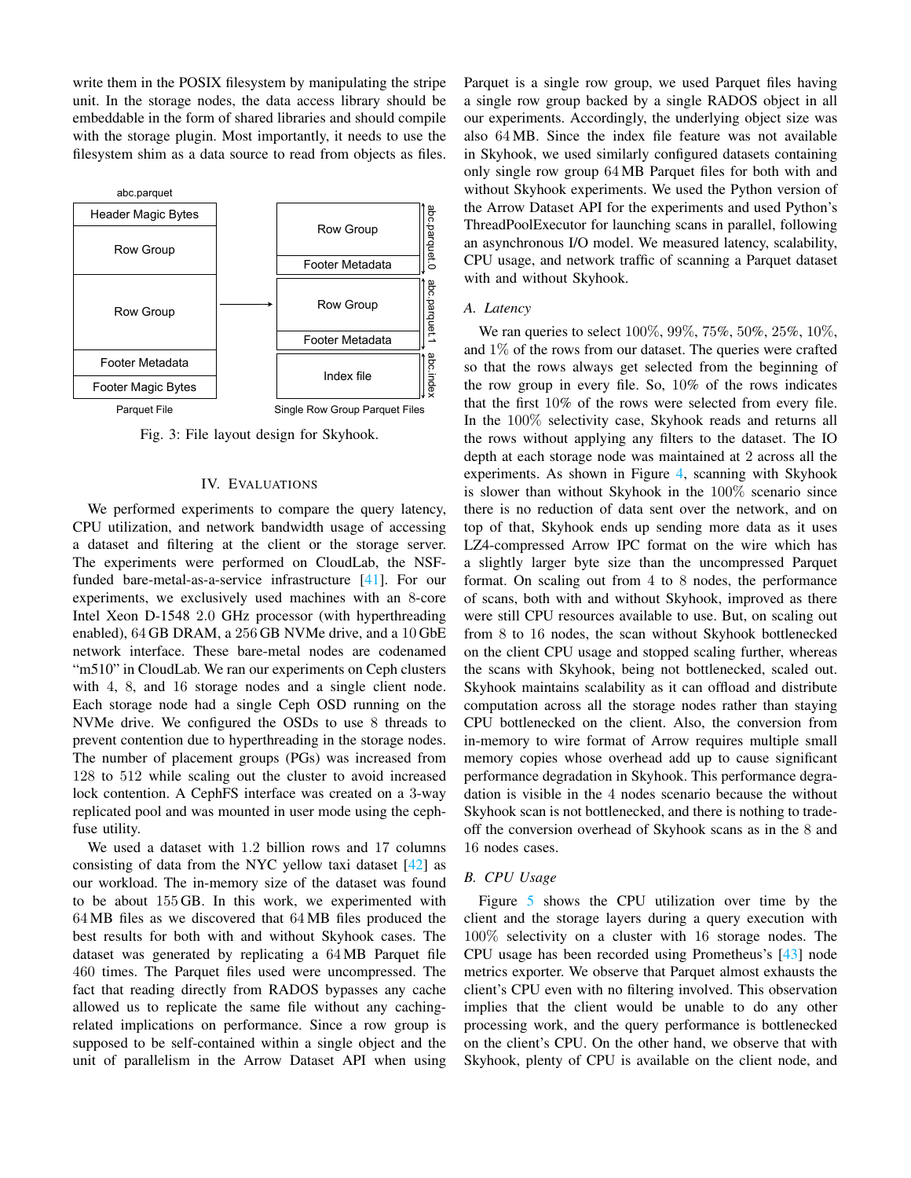write them in the POSIX filesystem by manipulating the stripe unit. In the storage nodes, the data access library should be embeddable in the form of shared libraries and should compile with the storage plugin. Most importantly, it needs to use the filesystem shim as a data source to read from objects as files.

Fig. 3: File layout design for Skyhook.

## IV. Evaluations

We performed experiments to compare the query latency, CPU utilization, and network bandwidth usage of accessing a dataset and filtering at the client or the storage server. The experiments were performed on CloudLab, the NSF-funded bare-metal-as-a-service infrastructure [41]. For our experiments, we exclusively used machines with an 8-core Intel Xeon D-1548 2.0 GHz processor (with hyperthreading enabled), 64 GB DRAM, a 256 GB NVMe drive, and a 10 GbE network interface. These bare-metal nodes are codenamed "m510" in CloudLab. We ran our experiments on Ceph clusters with 4, 8, and 16 storage nodes and a single client node. Each storage node had a single Ceph OSD running on the NVMe drive. We configured the OSDs to use 8 threads to prevent contention due to hyperthreading in the storage nodes. The number of placement groups (PGs) was increased from 128 to 512 while scaling out the cluster to avoid increased lock contention. A CephFS interface was created on a 3-way replicated pool and was mounted in user mode using the ceph-fuse utility.

We used a dataset with 1.2 billion rows and 17 columns consisting of data from the NYC yellow taxi dataset [42] as our workload. The in-memory size of the dataset was found to be about 155 GB. In this work, we experimented with 64 MB files as we discovered that 64 MB files produced the best results for both with and without Skyhook cases. The dataset was generated by replicating a 64 MB Parquet file 460 times. The Parquet files used were uncompressed. The fact that reading directly from RADOS bypasses any cache allowed us to replicate the same file without any caching-related implications on performance. Since a row group is supposed to be self-contained within a single object and the unit of parallelism in the Arrow Dataset API when using Parquet is a single row group, we used Parquet files having a single row group backed by a single RADOS object in all our experiments. Accordingly, the underlying object size was also 64 MB. Since the index file feature was not available in Skyhook, we used similarly configured datasets containing only single row group 64 MB Parquet files for both with and without Skyhook experiments. We used the Python version of the Arrow Dataset API for the experiments and used Python's ThreadPoolExecutor for launching scans in parallel, following an asynchronous I/O model. We measured latency, scalability, CPU usage, and network traffic of scanning a Parquet dataset with and without Skyhook.

### A. Latency

We ran queries to select 100%, 99%, 75%, 50%, 25%, 10%, and 1% of the rows from our dataset. The queries were crafted so that the rows always get selected from the beginning of the row group in every file. So, 10% of the rows indicates that the first 10% of the rows were selected from every file. In the 100% selectivity case, Skyhook reads and returns all the rows without applying any filters to the dataset. The IO depth at each storage node was maintained at 2 across all the experiments. As shown in Figure 4, scanning with Skyhook is slower than without Skyhook in the 100% scenario since there is no reduction of data sent over the network, and on top of that, Skyhook ends up sending more data as it uses LZ4-compressed Arrow IPC format on the wire which has a slightly larger byte size than the uncompressed Parquet format. On scaling out from 4 to 8 nodes, the performance of scans, both with and without Skyhook, improved as there were still CPU resources available to use. But, on scaling out from 8 to 16 nodes, the scan without Skyhook bottlenecked on the client CPU usage and stopped scaling further, whereas the scans with Skyhook, being not bottlenecked, scaled out. Skyhook maintains scalability as it can offload and distribute computation across all the storage nodes rather than staying CPU bottlenecked on the client. Also, the conversion from in-memory to wire format of Arrow requires multiple small memory copies whose overhead add up to cause significant performance degradation in Skyhook. This performance degradation is visible in the 4 nodes scenario because the without Skyhook scan is not bottlenecked, and there is nothing to trade-off the conversion overhead of Skyhook scans as in the 8 and 16 nodes cases.

### B. CPU Usage

Figure 5 shows the CPU utilization over time by the client and the storage layers during a query execution with 100% selectivity on a cluster with 16 storage nodes. The CPU usage has been recorded using Prometheus's [43] node metrics exporter. We observe that Parquet almost exhausts the client's CPU even with no filtering involved. This observation implies that the client would be unable to do any other processing work, and the query performance is bottlenecked on the client's CPU. On the other hand, we observe that with Skyhook, plenty of CPU is available on the client node, and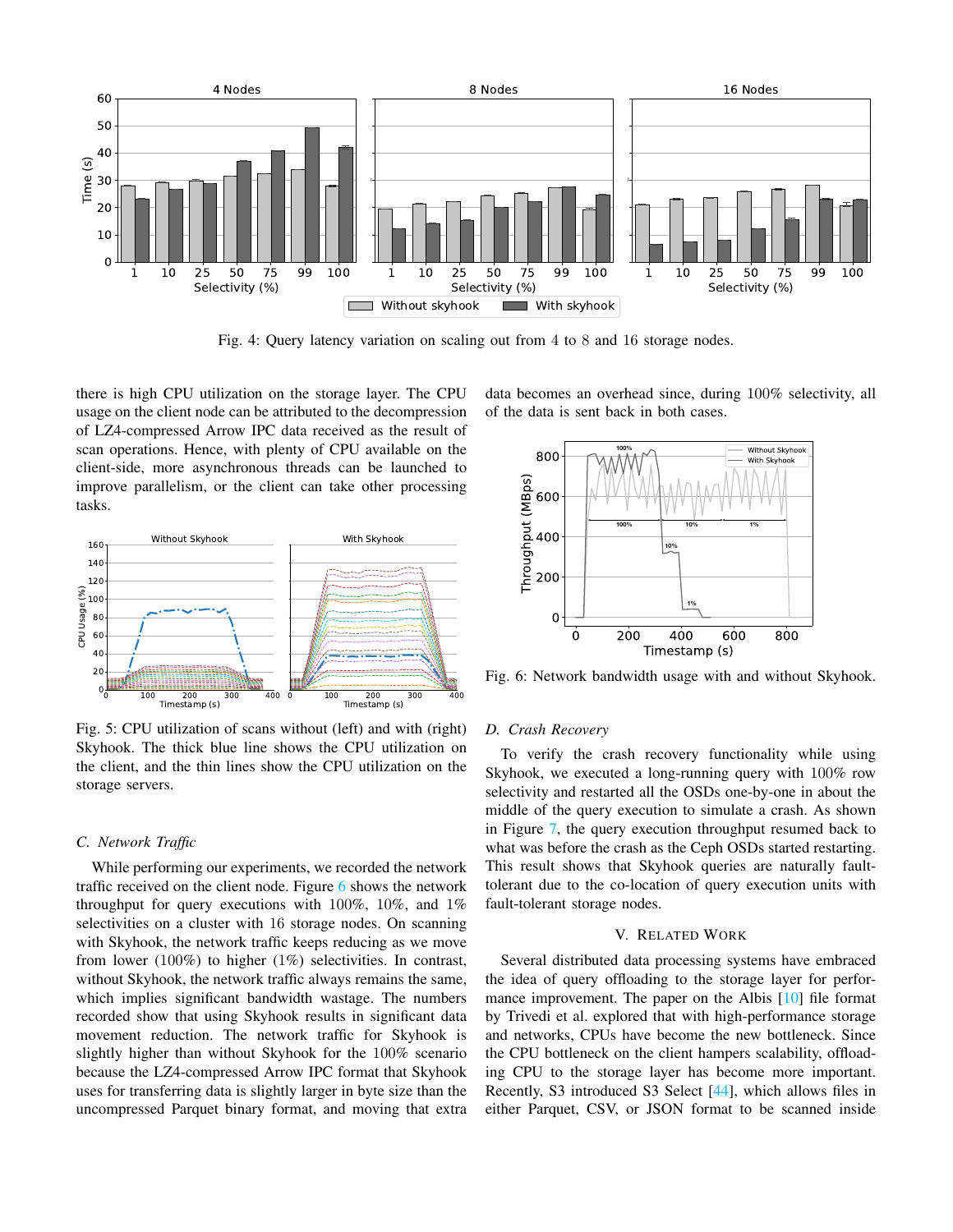Fig. 4: Query latency variation on scaling out from 4 to 8 and 16 storage nodes.

there is high CPU utilization on the storage layer. The CPU usage on the client node can be attributed to the decompression of LZ4-compressed Arrow IPC data received as the result of scan operations. Hence, with plenty of CPU available on the client-side, more asynchronous threads can be launched to improve parallelism, or the client can take other processing tasks.

Fig. 5: CPU utilization of scans without (left) and with (right) Skyhook. The thick blue line shows the CPU utilization on the client, and the thin lines show the CPU utilization on the storage servers.

### C. Network Traffic

While performing our experiments, we recorded the network traffic received on the client node. Figure 6 shows the network throughput for query executions with 100%, 10%, and 1% selectivities on a cluster with 16 storage nodes. On scanning with Skyhook, the network traffic keeps reducing as we move from lower (100%) to higher (1%) selectivities. In contrast, without Skyhook, the network traffic always remains the same, which implies significant bandwidth wastage. The numbers recorded show that using Skyhook results in significant data movement reduction. The network traffic for Skyhook is slightly higher than without Skyhook for the 100% scenario because the LZ4-compressed Arrow IPC format that Skyhook uses for transferring data is slightly larger in byte size than the uncompressed Parquet binary format, and moving that extra data becomes an overhead since, during 100% selectivity, all of the data is sent back in both cases.

Fig. 6: Network bandwidth usage with and without Skyhook.

### D. Crash Recovery

To verify the crash recovery functionality while using Skyhook, we executed a long-running query with 100% row selectivity and restarted all the OSDs one-by-one in about the middle of the query execution to simulate a crash. As shown in Figure 7, the query execution throughput resumed back to what was before the crash as the Ceph OSDs started restarting. This result shows that Skyhook queries are naturally fault-tolerant due to the co-location of query execution units with fault-tolerant storage nodes.

## V. Related Work

Several distributed data processing systems have embraced the idea of query offloading to the storage layer for performance improvement. The paper on the Albis [10] file format by Trivedi et al. explored that with high-performance storage and networks, CPUs have become the new bottleneck. Since the CPU bottleneck on the client hampers scalability, offloading CPU to the storage layer has become more important. Recently, S3 introduced S3 Select [44], which allows files in either Parquet, CSV, or JSON format to be scanned inside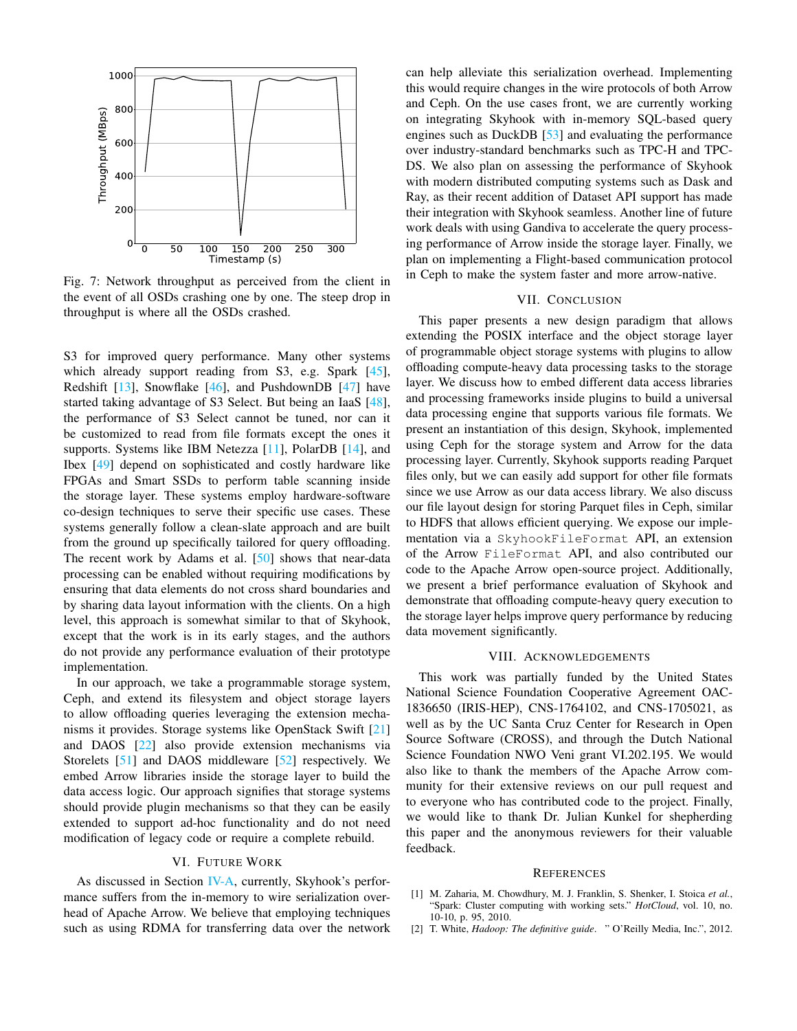Fig. 7: Network throughput as perceived from the client in the event of all OSDs crashing one by one. The steep drop in throughput is where all the OSDs crashed.

S3 for improved query performance. Many other systems which already support reading from S3, e.g. Spark [45], Redshift [13], Snowflake [46], and PushdownDB [47] have started taking advantage of S3 Select. But being an IaaS [48], the performance of S3 Select cannot be tuned, nor can it be customized to read from file formats except the ones it supports. Systems like IBM Netezza [11], PolarDB [14], and Ibex [49] depend on sophisticated and costly hardware like FPGAs and Smart SSDs to perform table scanning inside the storage layer. These systems employ hardware-software co-design techniques to serve their specific use cases. These systems generally follow a clean-slate approach and are built from the ground up specifically tailored for query offloading. The recent work by Adams et al. [50] shows that near-data processing can be enabled without requiring modifications by ensuring that data elements do not cross shard boundaries and by sharing data layout information with the clients. On a high level, this approach is somewhat similar to that of Skyhook, except that the work is in its early stages, and the authors do not provide any performance evaluation of their prototype implementation.

In our approach, we take a programmable storage system, Ceph, and extend its filesystem and object storage layers to allow offloading queries leveraging the extension mechanisms it provides. Storage systems like OpenStack Swift [21] and DAOS [22] also provide extension mechanisms via Storelets [51] and DAOS middleware [52] respectively. We embed Arrow libraries inside the storage layer to build the data access logic. Our approach signifies that storage systems should provide plugin mechanisms so that they can be easily extended to support ad-hoc functionality and do not need modification of legacy code or require a complete rebuild.

## VI. Future Work

As discussed in Section IV-A, currently, Skyhook's performance suffers from the in-memory to wire serialization overhead of Apache Arrow. We believe that employing techniques such as using RDMA for transferring data over the network can help alleviate this serialization overhead. Implementing this would require changes in the wire protocols of both Arrow and Ceph. On the use cases front, we are currently working on integrating Skyhook with in-memory SQL-based query engines such as DuckDB [53] and evaluating the performance over industry-standard benchmarks such as TPC-H and TPC-DS. We also plan on assessing the performance of Skyhook with modern distributed computing systems such as Dask and Ray, as their recent addition of Dataset API support has made their integration with Skyhook seamless. Another line of future work deals with using Gandiva to accelerate the query processing performance of Arrow inside the storage layer. Finally, we plan on implementing a Flight-based communication protocol in Ceph to make the system faster and more arrow-native.

## VII. Conclusion

This paper presents a new design paradigm that allows extending the POSIX interface and the object storage layer of programmable object storage systems with plugins to allow offloading compute-heavy data processing tasks to the storage layer. We discuss how to embed different data access libraries and processing frameworks inside plugins to build a universal data processing engine that supports various file formats. We present an instantiation of this design, Skyhook, implemented using Ceph for the storage system and Arrow for the data processing layer. Currently, Skyhook supports reading Parquet files only, but we can easily add support for other file formats since we use Arrow as our data access library. We also discuss our file layout design for storing Parquet files in Ceph, similar to HDFS that allows efficient querying. We expose our implementation via a `SkyhookFileFormat` API, an extension of the Arrow `FileFormat` API, and also contributed our code to the Apache Arrow open-source project. Additionally, we present a brief performance evaluation of Skyhook and demonstrate that offloading compute-heavy query execution to the storage layer helps improve query performance by reducing data movement significantly.

## VIII. Acknowledgements

This work was partially funded by the United States National Science Foundation Cooperative Agreement OAC-1836650 (IRIS-HEP), CNS-1764102, and CNS-1705021, as well as by the UC Santa Cruz Center for Research in Open Source Software (CROSS), and through the Dutch National Science Foundation NWO Veni grant VI.202.195. We would also like to thank the members of the Apache Arrow community for their extensive reviews on our pull request and to everyone who has contributed code to the project. Finally, we would like to thank Dr. Julian Kunkel for shepherding this paper and the anonymous reviewers for their valuable feedback.

## References

[1] M. Zaharia, M. Chowdhury, M. J. Franklin, S. Shenker, I. Stoica *et al.*, "Spark: Cluster computing with working sets." *HotCloud*, vol. 10, no. 10-10, p. 95, 2010.

[2] T. White, *Hadoop: The definitive guide*. " O'Reilly Media, Inc.", 2012.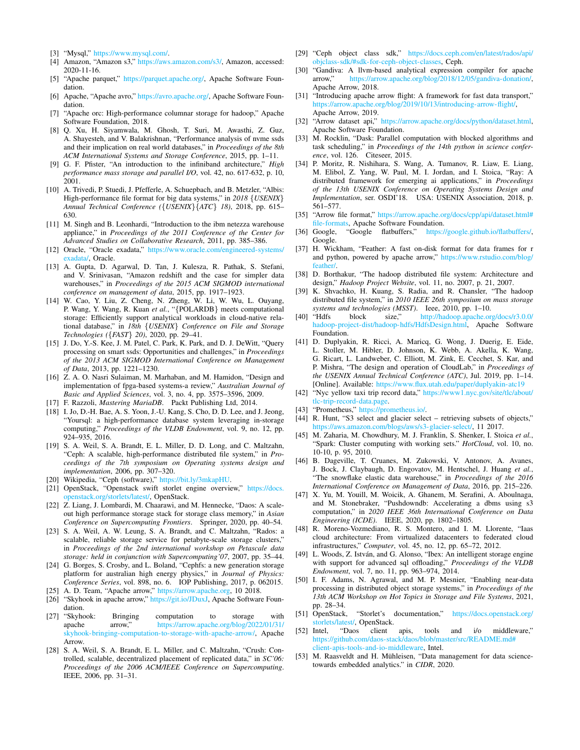[3] "Mysql," https://www.mysql.com/.

[4] Amazon, "Amazon s3," https://aws.amazon.com/s3/, Amazon, accessed: 2020-11-16.

[5] "Apache parquet," https://parquet.apache.org/, Apache Software Foundation.

[6] Apache, "Apache avro," https://avro.apache.org/, Apache Software Foundation.

[7] "Apache orc: High-performance columnar storage for hadoop," Apache Software Foundation, 2018.

[8] Q. Xu, H. Siyamwala, M. Ghosh, T. Suri, M. Awasthi, Z. Guz, A. Shayesteh, and V. Balakrishnan, "Performance analysis of nvme ssds and their implication on real world databases," in *Proceedings of the 8th ACM International Systems and Storage Conference*, 2015, pp. 1–11.

[9] G. F. Pfister, "An introduction to the infiniband architecture," *High performance mass storage and parallel I/O*, vol. 42, no. 617-632, p. 10, 2001.

[10] A. Trivedi, P. Stuedi, J. Pfefferle, A. Schuepbach, and B. Metzler, "Albis: High-performance file format for big data systems," in *2018 {USENIX} Annual Technical Conference ({USENIX}{ATC} 18)*, 2018, pp. 615–630.

[11] M. Singh and B. Leonhardi, "Introduction to the ibm netezza warehouse appliance," in *Proceedings of the 2011 Conference of the Center for Advanced Studies on Collaborative Research*, 2011, pp. 385–386.

[12] Oracle, "Oracle exadata," https://www.oracle.com/engineered-systems/exadata/, Oracle.

[13] A. Gupta, D. Agarwal, D. Tan, J. Kulesza, R. Pathak, S. Stefani, and V. Srinivasan, "Amazon redshift and the case for simpler data warehouses," in *Proceedings of the 2015 ACM SIGMOD international conference on management of data*, 2015, pp. 1917–1923.

[14] W. Cao, Y. Liu, Z. Cheng, N. Zheng, W. Li, W. Wu, L. Ouyang, P. Wang, Y. Wang, R. Kuan *et al.*, "{POLARDB} meets computational storage: Efficiently support analytical workloads in cloud-native relational database," in *18th {USENIX} Conference on File and Storage Technologies ({FAST} 20)*, 2020, pp. 29–41.

[15] J. Do, Y.-S. Kee, J. M. Patel, C. Park, K. Park, and D. J. DeWitt, "Query processing on smart ssds: Opportunities and challenges," in *Proceedings of the 2013 ACM SIGMOD International Conference on Management of Data*, 2013, pp. 1221–1230.

[16] Z. A. O. Nasri Sulaiman, M. Marhaban, and M. Hamidon, "Design and implementation of fpga-based systems-a review," *Australian Journal of Basic and Applied Sciences*, vol. 3, no. 4, pp. 3575–3596, 2009.

[17] F. Razzoli, *Mastering MariaDB*. Packt Publishing Ltd, 2014.

[18] I. Jo, D.-H. Bae, A. S. Yoon, J.-U. Kang, S. Cho, D. D. Lee, and J. Jeong, "Yoursql: a high-performance database system leveraging in-storage computing," *Proceedings of the VLDB Endowment*, vol. 9, no. 12, pp. 924–935, 2016.

[19] S. A. Weil, S. A. Brandt, E. L. Miller, D. D. Long, and C. Maltzahn, "Ceph: A scalable, high-performance distributed file system," in *Proceedings of the 7th symposium on Operating systems design and implementation*, 2006, pp. 307–320.

[20] Wikipedia, "Ceph (software)," https://bit.ly/3mkapHU.

[21] OpenStack, "Openstack swift storlet engine overview," https://docs.openstack.org/storlets/latest/, OpenStack.

[22] Z. Liang, J. Lombardi, M. Chaarawi, and M. Hennecke, "Daos: A scale-out high performance storage stack for storage class memory," in *Asian Conference on Supercomputing Frontiers*. Springer, 2020, pp. 40–54.

[23] S. A. Weil, A. W. Leung, S. A. Brandt, and C. Maltzahn, "Rados: a scalable, reliable storage service for petabyte-scale storage clusters," in *Proceedings of the 2nd international workshop on Petascale data storage: held in conjunction with Supercomputing'07*, 2007, pp. 35–44.

[24] G. Borges, S. Crosby, and L. Boland, "Cephfs: a new generation storage platform for australian high energy physics," in *Journal of Physics: Conference Series*, vol. 898, no. 6. IOP Publishing, 2017, p. 062015.

[25] A. D. Team, "Apache arrow," https://arrow.apache.org, 10 2018.

[26] "Skyhook in apache arrow," https://git.io/JDuxJ, Apache Software Foundation.

[27] "Skyhook: Bringing computation to storage with apache arrow," https://arrow.apache.org/blog/2022/01/31/skyhook-bringing-computation-to-storage-with-apache-arrow/, Apache Arrow.

[28] S. A. Weil, S. A. Brandt, E. L. Miller, and C. Maltzahn, "Crush: Controlled, scalable, decentralized placement of replicated data," in *SC'06: Proceedings of the 2006 ACM/IEEE Conference on Supercomputing*. IEEE, 2006, pp. 31–31.

[29] "Ceph object class sdk," https://docs.ceph.com/en/latest/rados/api/objclass-sdk/#sdk-for-ceph-object-classes, Ceph.

[30] "Gandiva: A llvm-based analytical expression compiler for apache arrow," https://arrow.apache.org/blog/2018/12/05/gandiva-donation/, Apache Arrow, 2018.

[31] "Introducing apache arrow flight: A framework for fast data transport," https://arrow.apache.org/blog/2019/10/13/introducing-arrow-flight/, Apache Arrow, 2019.

[32] "Arrow dataset api," https://arrow.apache.org/docs/python/dataset.html, Apache Software Foundation.

[33] M. Rocklin, "Dask: Parallel computation with blocked algorithms and task scheduling," in *Proceedings of the 14th python in science conference*, vol. 126. Citeseer, 2015.

[34] P. Moritz, R. Nishihara, S. Wang, A. Tumanov, R. Liaw, E. Liang, M. Elibol, Z. Yang, W. Paul, M. I. Jordan, and I. Stoica, "Ray: A distributed framework for emerging ai applications," in *Proceedings of the 13th USENIX Conference on Operating Systems Design and Implementation*, ser. OSDI'18. USA: USENIX Association, 2018, p. 561–577.

[35] "Arrow file format," https://arrow.apache.org/docs/cpp/api/dataset.html#file-formats, Apache Software Foundation.

[36] Google, "Google flatbuffers," https://google.github.io/flatbuffers/, Google.

[37] H. Wickham, "Feather: A fast on-disk format for data frames for r and python, powered by apache arrow," https://www.rstudio.com/blog/feather/.

[38] D. Borthakur, "The hadoop distributed file system: Architecture and design," *Hadoop Project Website*, vol. 11, no. 2007, p. 21, 2007.

[39] K. Shvachko, H. Kuang, S. Radia, and R. Chansler, "The hadoop distributed file system," in *2010 IEEE 26th symposium on mass storage systems and technologies (MSST)*. Ieee, 2010, pp. 1–10.

[40] "Hdfs block size," http://hadoop.apache.org/docs/r3.0.0/hadoop-project-dist/hadoop-hdfs/HdfsDesign.html, Apache Software Foundation.

[41] D. Duplyakin, R. Ricci, A. Maricq, G. Wong, J. Duerig, E. Eide, L. Stoller, M. Hibler, D. Johnson, K. Webb, A. Akella, K. Wang, G. Ricart, L. Landweber, C. Elliott, M. Zink, E. Cecchet, S. Kar, and P. Mishra, "The design and operation of CloudLab," in *Proceedings of the USENIX Annual Technical Conference (ATC)*, Jul. 2019, pp. 1–14. [Online]. Available: https://www.flux.utah.edu/paper/duplyakin-atc19

[42] "Nyc yellow taxi trip record data," https://www1.nyc.gov/site/tlc/about/tlc-trip-record-data.page.

[43] "Prometheus," https://prometheus.io/.

[44] R. Hunt, "S3 select and glacier select – retrieving subsets of objects," https://aws.amazon.com/blogs/aws/s3-glacier-select/, 11 2017.

[45] M. Zaharia, M. Chowdhury, M. J. Franklin, S. Shenker, I. Stoica *et al.*, "Spark: Cluster computing with working sets." *HotCloud*, vol. 10, no. 10-10, p. 95, 2010.

[46] B. Dageville, T. Cruanes, M. Zukowski, V. Antonov, A. Avanes, J. Bock, J. Claybaugh, D. Engovatov, M. Hentschel, J. Huang *et al.*, "The snowflake elastic data warehouse," in *Proceedings of the 2016 International Conference on Management of Data*, 2016, pp. 215–226.

[47] X. Yu, M. Youill, M. Woicik, A. Ghanem, M. Serafini, A. Aboulnaga, and M. Stonebraker, "Pushdowndb: Accelerating a dbms using s3 computation," in *2020 IEEE 36th International Conference on Data Engineering (ICDE)*. IEEE, 2020, pp. 1802–1805.

[48] R. Moreno-Vozmediano, R. S. Montero, and I. M. Llorente, "Iaas cloud architecture: From virtualized datacenters to federated cloud infrastructures," *Computer*, vol. 45, no. 12, pp. 65–72, 2012.

[49] L. Woods, Z. István, and G. Alonso, "Ibex: An intelligent storage engine with support for advanced sql offloading," *Proceedings of the VLDB Endowment*, vol. 7, no. 11, pp. 963–974, 2014.

[50] I. F. Adams, N. Agrawal, and M. P. Mesnier, "Enabling near-data processing in distributed object storage systems," in *Proceedings of the 13th ACM Workshop on Hot Topics in Storage and File Systems*, 2021, pp. 28–34.

[51] OpenStack, "Storlet's documentation," https://docs.openstack.org/storlets/latest/, OpenStack.

[52] Intel, "Daos client apis, tools and i/o middleware," https://github.com/daos-stack/daos/blob/master/src/README.md#client-apis-tools-and-io-middleware, Intel.

[53] M. Raasveldt and H. Mühleisen, "Data management for data science-towards embedded analytics." in *CIDR*, 2020.